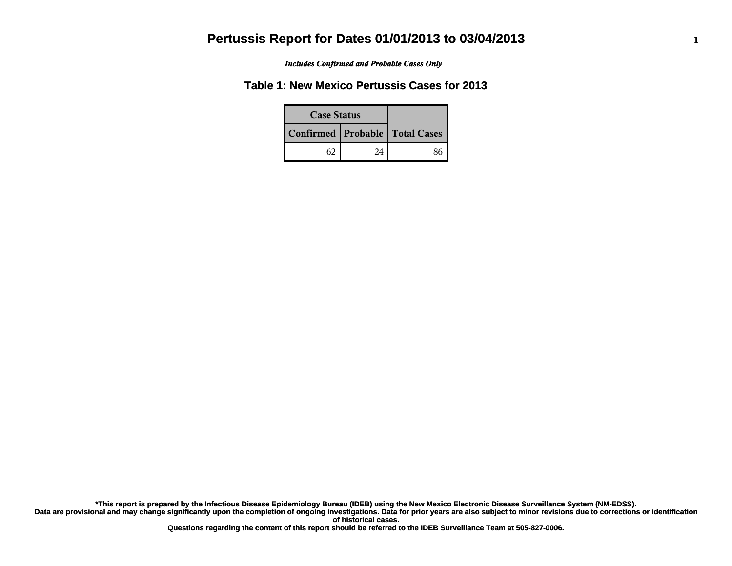# Pertussis Report for Dates 01/01/2013 to 03/04/2013

***Includes Confirmed and Probable Cases Only***

## Table 1: New Mexico Pertussis Cases for 2013

| Case Status | | |
|---|---|---|
| **Confirmed** | **Probable** | **Total Cases** |
| 62 | 24 | 86 |

**\*This report is prepared by the Infectious Disease Epidemiology Bureau (IDEB) using the New Mexico Electronic Disease Surveillance System (NM-EDSS).**
**Data are provisional and may change significantly upon the completion of ongoing investigations. Data for prior years are also subject to minor revisions due to corrections or identification of historical cases.**
**Questions regarding the content of this report should be referred to the IDEB Surveillance Team at 505-827-0006.**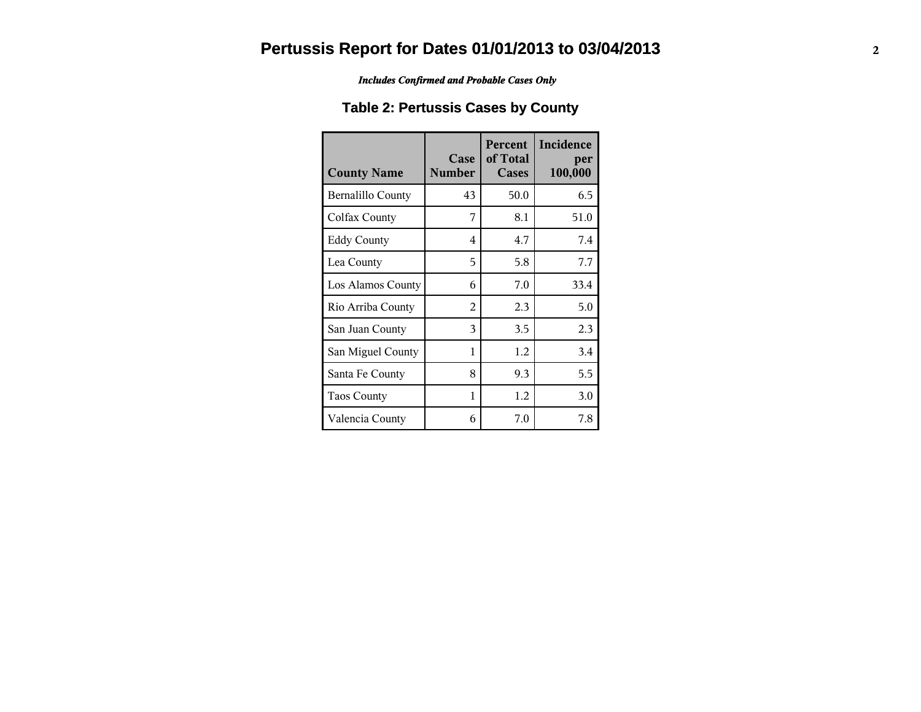# Pertussis Report for Dates 01/01/2013 to 03/04/2013

***Includes Confirmed and Probable Cases Only***

## Table 2: Pertussis Cases by County

| County Name | Case Number | Percent of Total Cases | Incidence per 100,000 |
|---|---|---|---|
| Bernalillo County | 43 | 50.0 | 6.5 |
| Colfax County | 7 | 8.1 | 51.0 |
| Eddy County | 4 | 4.7 | 7.4 |
| Lea County | 5 | 5.8 | 7.7 |
| Los Alamos County | 6 | 7.0 | 33.4 |
| Rio Arriba County | 2 | 2.3 | 5.0 |
| San Juan County | 3 | 3.5 | 2.3 |
| San Miguel County | 1 | 1.2 | 3.4 |
| Santa Fe County | 8 | 9.3 | 5.5 |
| Taos County | 1 | 1.2 | 3.0 |
| Valencia County | 6 | 7.0 | 7.8 |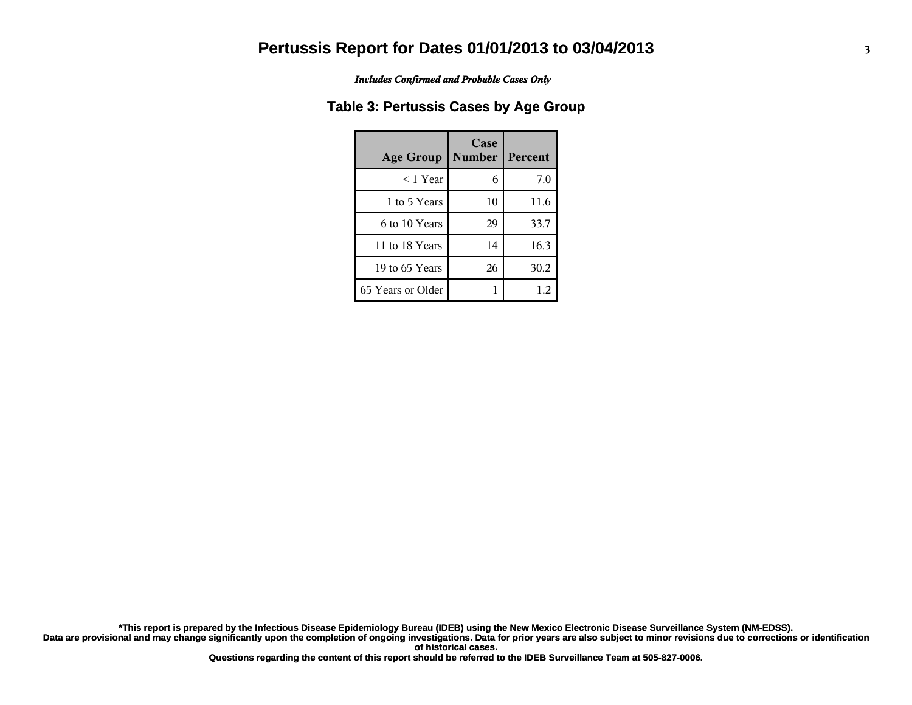# Pertussis Report for Dates 01/01/2013 to 03/04/2013

*Includes Confirmed and Probable Cases Only*

## Table 3: Pertussis Cases by Age Group

| Age Group | Case Number | Percent |
|---|---|---|
| < 1 Year | 6 | 7.0 |
| 1 to 5 Years | 10 | 11.6 |
| 6 to 10 Years | 29 | 33.7 |
| 11 to 18 Years | 14 | 16.3 |
| 19 to 65 Years | 26 | 30.2 |
| 65 Years or Older | 1 | 1.2 |

**\*This report is prepared by the Infectious Disease Epidemiology Bureau (IDEB) using the New Mexico Electronic Disease Surveillance System (NM-EDSS).**
**Data are provisional and may change significantly upon the completion of ongoing investigations. Data for prior years are also subject to minor revisions due to corrections or identification of historical cases.**
**Questions regarding the content of this report should be referred to the IDEB Surveillance Team at 505-827-0006.**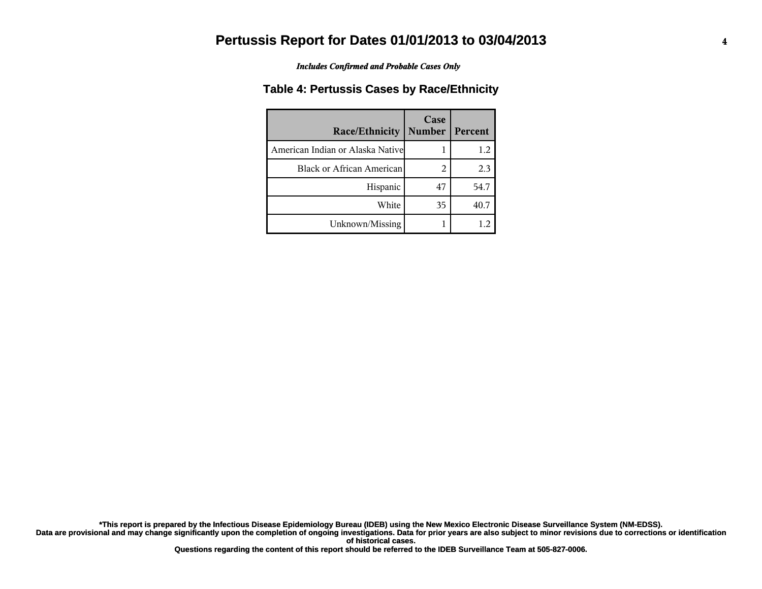# Pertussis Report for Dates 01/01/2013 to 03/04/2013

***Includes Confirmed and Probable Cases Only***

## Table 4: Pertussis Cases by Race/Ethnicity

| Race/Ethnicity | Case Number | Percent |
|---|---|---|
| American Indian or Alaska Native | 1 | 1.2 |
| Black or African American | 2 | 2.3 |
| Hispanic | 47 | 54.7 |
| White | 35 | 40.7 |
| Unknown/Missing | 1 | 1.2 |

**\*This report is prepared by the Infectious Disease Epidemiology Bureau (IDEB) using the New Mexico Electronic Disease Surveillance System (NM-EDSS). Data are provisional and may change significantly upon the completion of ongoing investigations. Data for prior years are also subject to minor revisions due to corrections or identification of historical cases. Questions regarding the content of this report should be referred to the IDEB Surveillance Team at 505-827-0006.**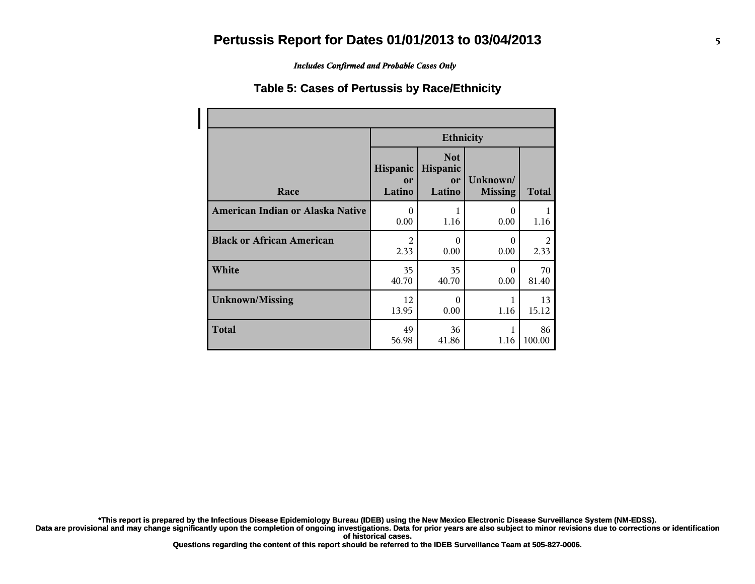# Pertussis Report for Dates 01/01/2013 to 03/04/2013

*Includes Confirmed and Probable Cases Only*

## Table 5: Cases of Pertussis by Race/Ethnicity

| Race | Ethnicity | | | |
|---|---|---|---|---|
| | Hispanic or Latino | Not Hispanic or Latino | Unknown/ Missing | Total |
| **American Indian or Alaska Native** | 0<br>0.00 | 1<br>1.16 | 0<br>0.00 | 1<br>1.16 |
| **Black or African American** | 2<br>2.33 | 0<br>0.00 | 0<br>0.00 | 2<br>2.33 |
| **White** | 35<br>40.70 | 35<br>40.70 | 0<br>0.00 | 70<br>81.40 |
| **Unknown/Missing** | 12<br>13.95 | 0<br>0.00 | 1<br>1.16 | 13<br>15.12 |
| **Total** | 49<br>56.98 | 36<br>41.86 | 1<br>1.16 | 86<br>100.00 |

**\*This report is prepared by the Infectious Disease Epidemiology Bureau (IDEB) using the New Mexico Electronic Disease Surveillance System (NM-EDSS).**
**Data are provisional and may change significantly upon the completion of ongoing investigations. Data for prior years are also subject to minor revisions due to corrections or identification of historical cases.**
**Questions regarding the content of this report should be referred to the IDEB Surveillance Team at 505-827-0006.**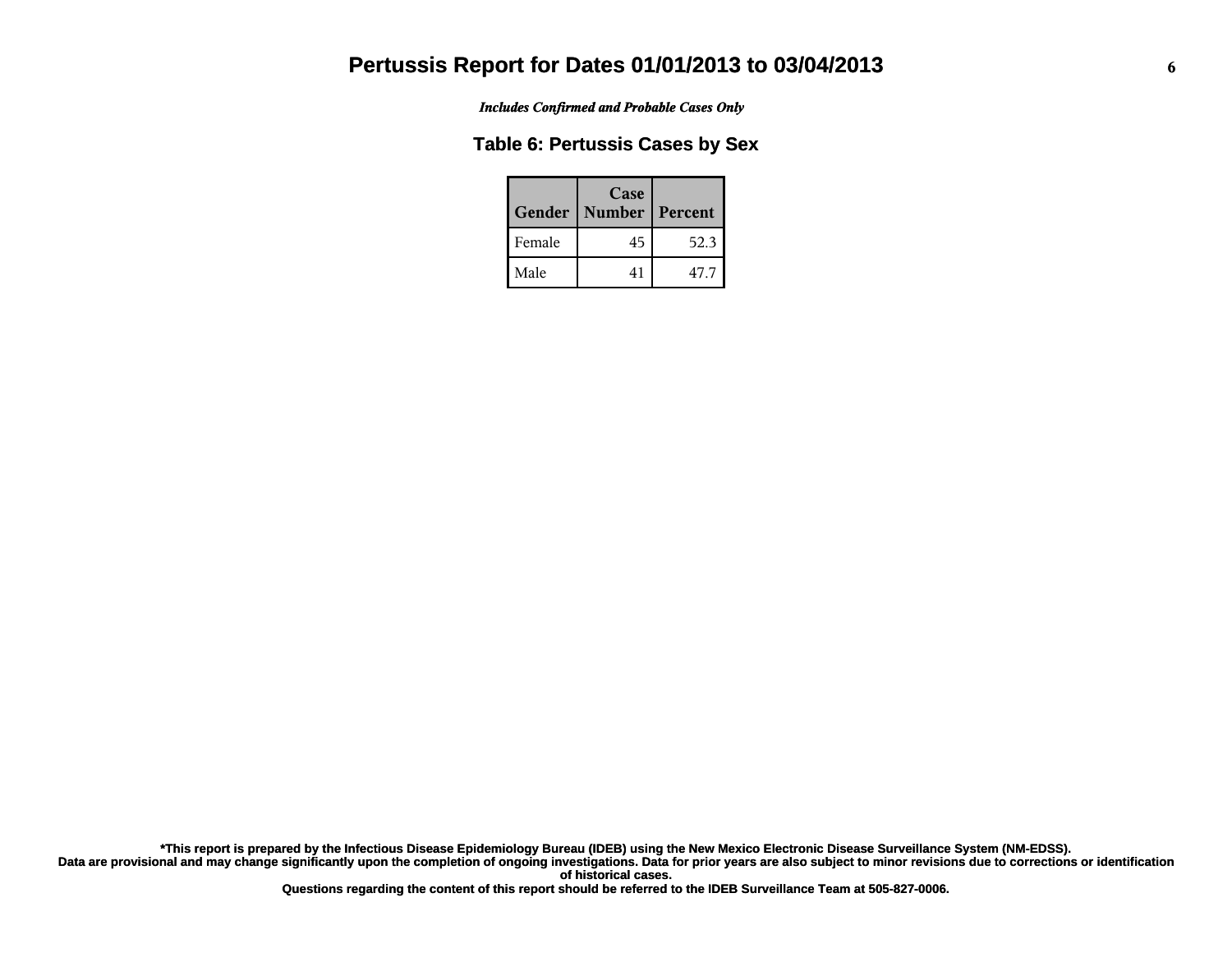# Pertussis Report for Dates 01/01/2013 to 03/04/2013

*Includes Confirmed and Probable Cases Only*

## Table 6: Pertussis Cases by Sex

| Gender | Case Number | Percent |
|---|---|---|
| Female | 45 | 52.3 |
| Male | 41 | 47.7 |

**\*This report is prepared by the Infectious Disease Epidemiology Bureau (IDEB) using the New Mexico Electronic Disease Surveillance System (NM-EDSS).**
**Data are provisional and may change significantly upon the completion of ongoing investigations. Data for prior years are also subject to minor revisions due to corrections or identification of historical cases.**
**Questions regarding the content of this report should be referred to the IDEB Surveillance Team at 505-827-0006.**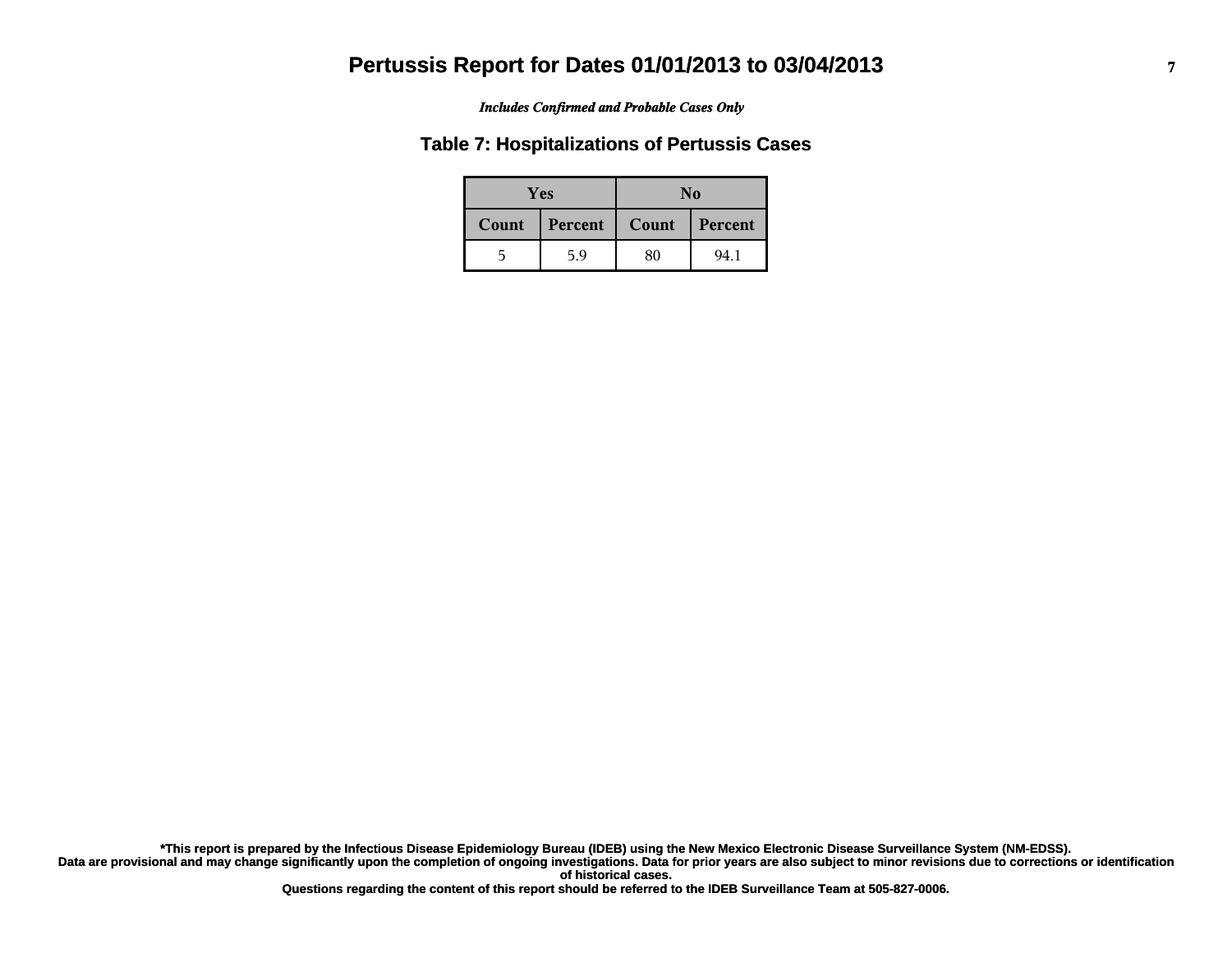# Pertussis Report for Dates 01/01/2013 to 03/04/2013

*Includes Confirmed and Probable Cases Only*

## Table 7: Hospitalizations of Pertussis Cases

| Yes | | No | |
|---|---|---|---|
| Count | Percent | Count | Percent |
| 5 | 5.9 | 80 | 94.1 |

**\*This report is prepared by the Infectious Disease Epidemiology Bureau (IDEB) using the New Mexico Electronic Disease Surveillance System (NM-EDSS). Data are provisional and may change significantly upon the completion of ongoing investigations. Data for prior years are also subject to minor revisions due to corrections or identification of historical cases.**
**Questions regarding the content of this report should be referred to the IDEB Surveillance Team at 505-827-0006.**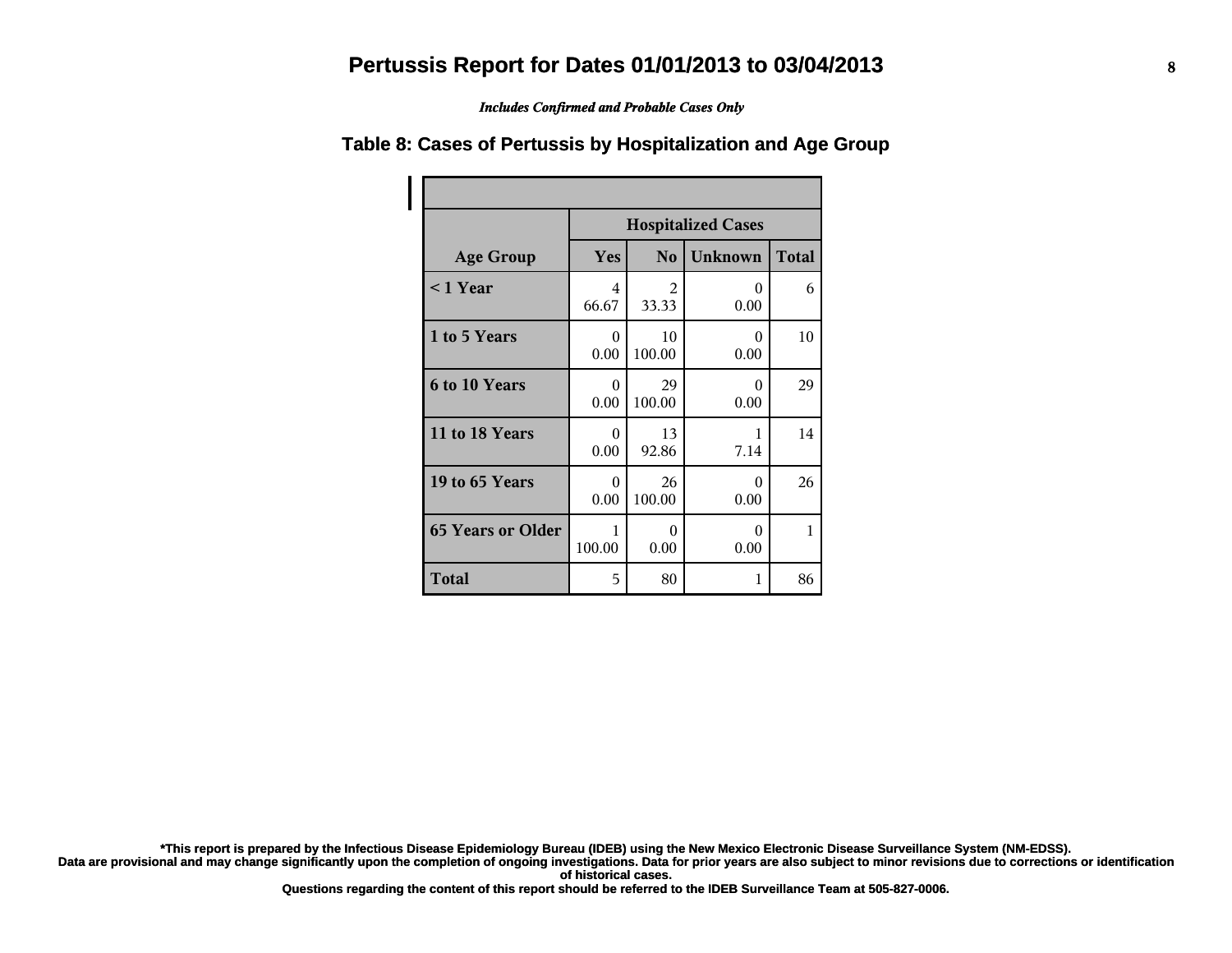# Pertussis Report for Dates 01/01/2013 to 03/04/2013

*Includes Confirmed and Probable Cases Only*

## Table 8: Cases of Pertussis by Hospitalization and Age Group

| | Hospitalized Cases | | | |
|---|---|---|---|---|
| **Age Group** | **Yes** | **No** | **Unknown** | **Total** |
| **< 1 Year** | 4<br>66.67 | 2<br>33.33 | 0<br>0.00 | 6 |
| **1 to 5 Years** | 0<br>0.00 | 10<br>100.00 | 0<br>0.00 | 10 |
| **6 to 10 Years** | 0<br>0.00 | 29<br>100.00 | 0<br>0.00 | 29 |
| **11 to 18 Years** | 0<br>0.00 | 13<br>92.86 | 1<br>7.14 | 14 |
| **19 to 65 Years** | 0<br>0.00 | 26<br>100.00 | 0<br>0.00 | 26 |
| **65 Years or Older** | 1<br>100.00 | 0<br>0.00 | 0<br>0.00 | 1 |
| **Total** | 5 | 80 | 1 | 86 |

**\*This report is prepared by the Infectious Disease Epidemiology Bureau (IDEB) using the New Mexico Electronic Disease Surveillance System (NM-EDSS).**
**Data are provisional and may change significantly upon the completion of ongoing investigations. Data for prior years are also subject to minor revisions due to corrections or identification of historical cases.**
**Questions regarding the content of this report should be referred to the IDEB Surveillance Team at 505-827-0006.**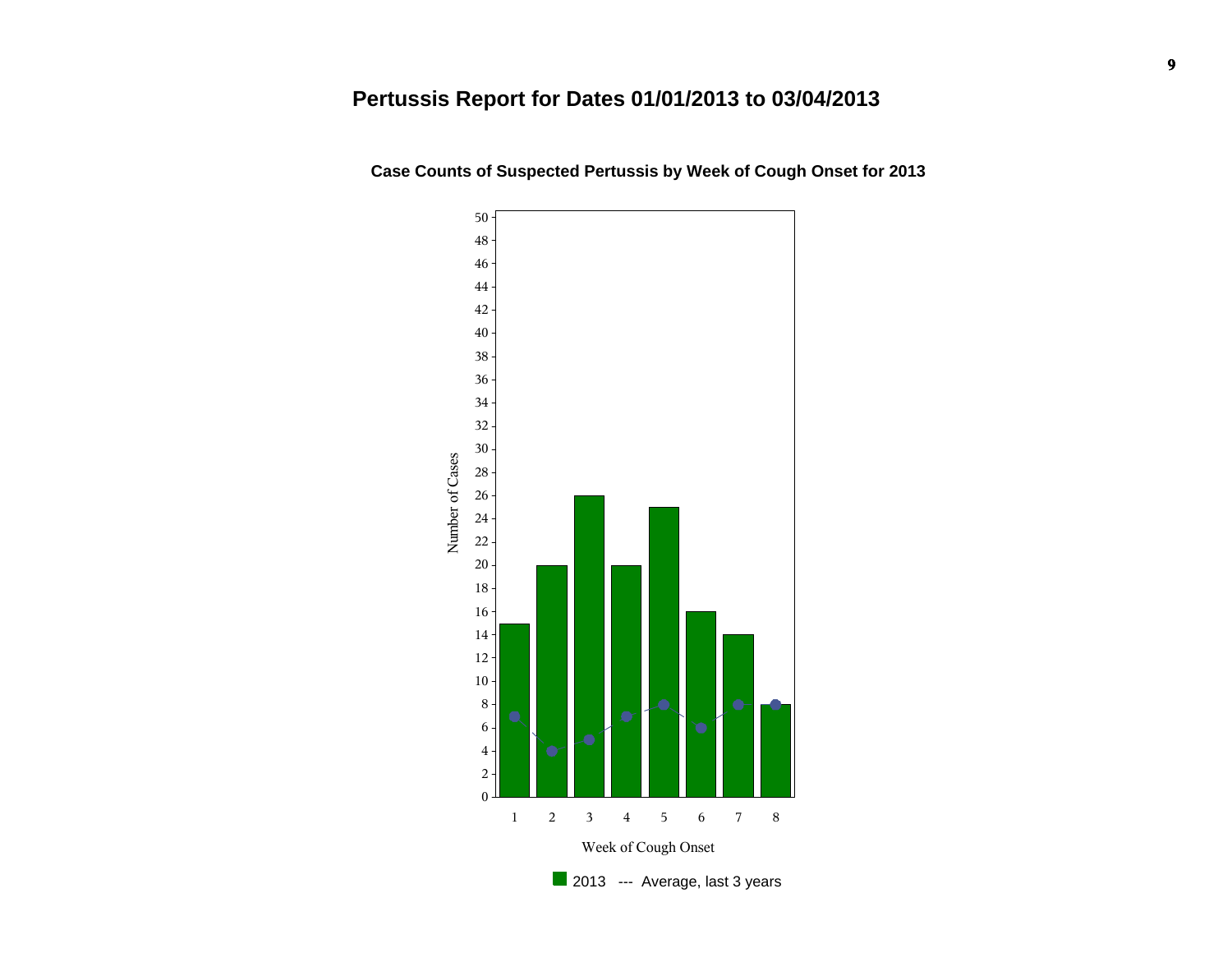# Pertussis Report for Dates 01/01/2013 to 03/04/2013

## Case Counts of Suspected Pertussis by Week of Cough Onset for 2013

Number of Cases

0
2
4
6
8
10
12
14
16
18
20
22
24
26
28
30
32
34
36
38
40
42
44
46
48
50

1 2 3 4 5 6 7 8

Week of Cough Onset

2013 --- Average, last 3 years